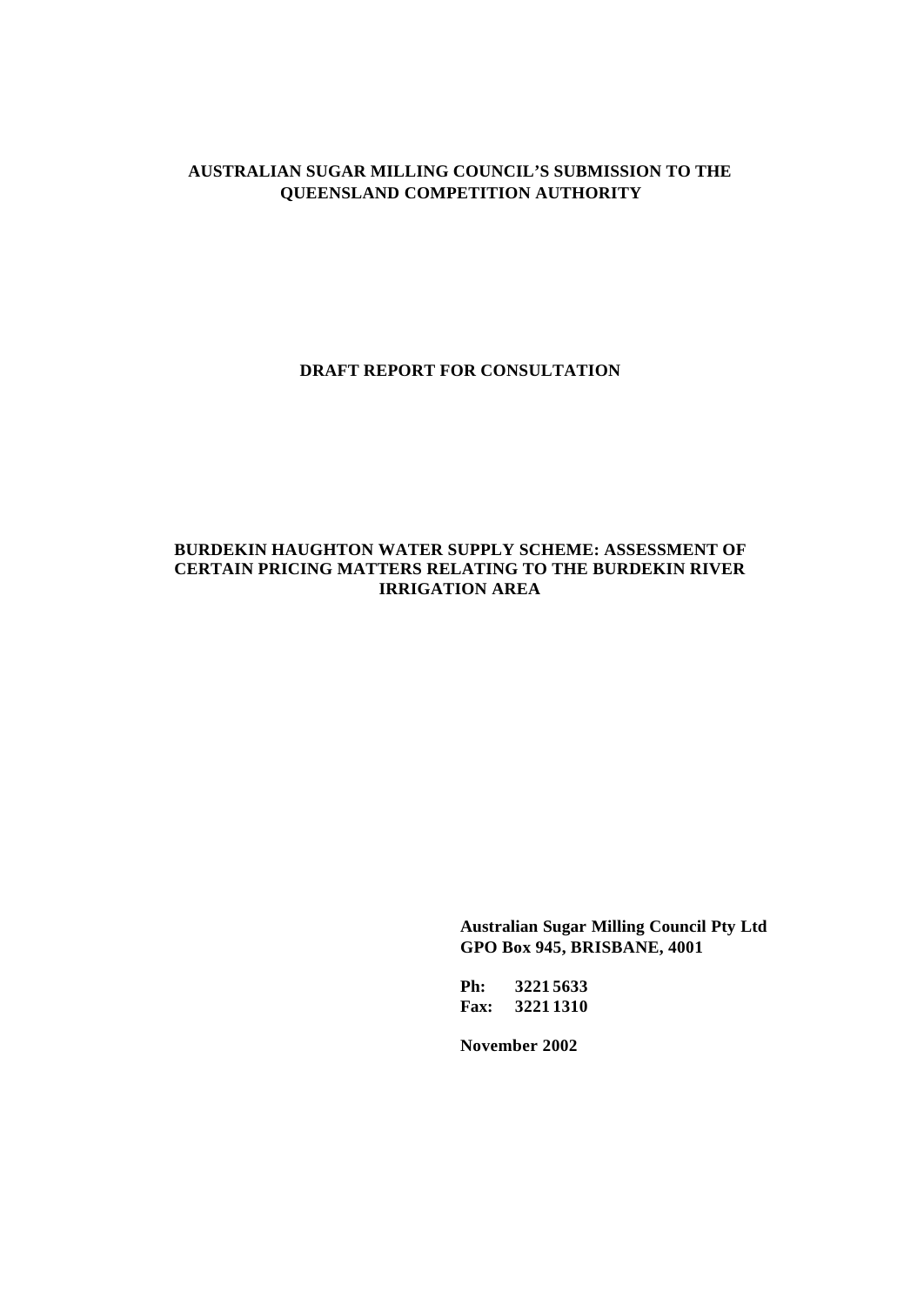**AUSTRALIAN SUGAR MILLING COUNCIL'S SUBMISSION TO THE QUEENSLAND COMPETITION AUTHORITY**

**DRAFT REPORT FOR CONSULTATION**

**BURDEKIN HAUGHTON WATER SUPPLY SCHEME: ASSESSMENT OF CERTAIN PRICING MATTERS RELATING TO THE BURDEKIN RIVER IRRIGATION AREA**

**Australian Sugar Milling Council Pty Ltd**
**GPO Box 945, BRISBANE, 4001**

**Ph: 3221 5633**
**Fax: 3221 1310**

**November 2002**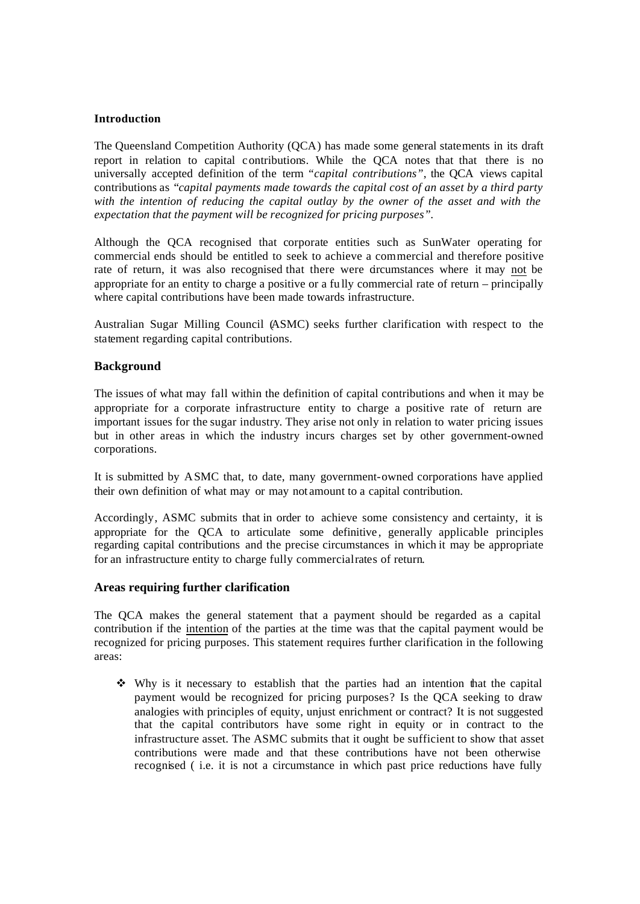**Introduction**

The Queensland Competition Authority (QCA) has made some general statements in its draft report in relation to capital contributions. While the QCA notes that that there is no universally accepted definition of the term *"capital contributions"*, the QCA views capital contributions as *"capital payments made towards the capital cost of an asset by a third party with the intention of reducing the capital outlay by the owner of the asset and with the expectation that the payment will be recognized for pricing purposes"*.

Although the QCA recognised that corporate entities such as SunWater operating for commercial ends should be entitled to seek to achieve a commercial and therefore positive rate of return, it was also recognised that there were circumstances where it may not be appropriate for an entity to charge a positive or a fully commercial rate of return – principally where capital contributions have been made towards infrastructure.

Australian Sugar Milling Council (ASMC) seeks further clarification with respect to the statement regarding capital contributions.

## Background

The issues of what may fall within the definition of capital contributions and when it may be appropriate for a corporate infrastructure entity to charge a positive rate of return are important issues for the sugar industry. They arise not only in relation to water pricing issues but in other areas in which the industry incurs charges set by other government-owned corporations.

It is submitted by ASMC that, to date, many government-owned corporations have applied their own definition of what may or may not amount to a capital contribution.

Accordingly, ASMC submits that in order to achieve some consistency and certainty, it is appropriate for the QCA to articulate some definitive, generally applicable principles regarding capital contributions and the precise circumstances in which it may be appropriate for an infrastructure entity to charge fully commercial rates of return.

## Areas requiring further clarification

The QCA makes the general statement that a payment should be regarded as a capital contribution if the intention of the parties at the time was that the capital payment would be recognized for pricing purposes. This statement requires further clarification in the following areas:

- Why is it necessary to establish that the parties had an intention that the capital payment would be recognized for pricing purposes? Is the QCA seeking to draw analogies with principles of equity, unjust enrichment or contract? It is not suggested that the capital contributors have some right in equity or in contract to the infrastructure asset. The ASMC submits that it ought be sufficient to show that asset contributions were made and that these contributions have not been otherwise recognised ( i.e. it is not a circumstance in which past price reductions have fully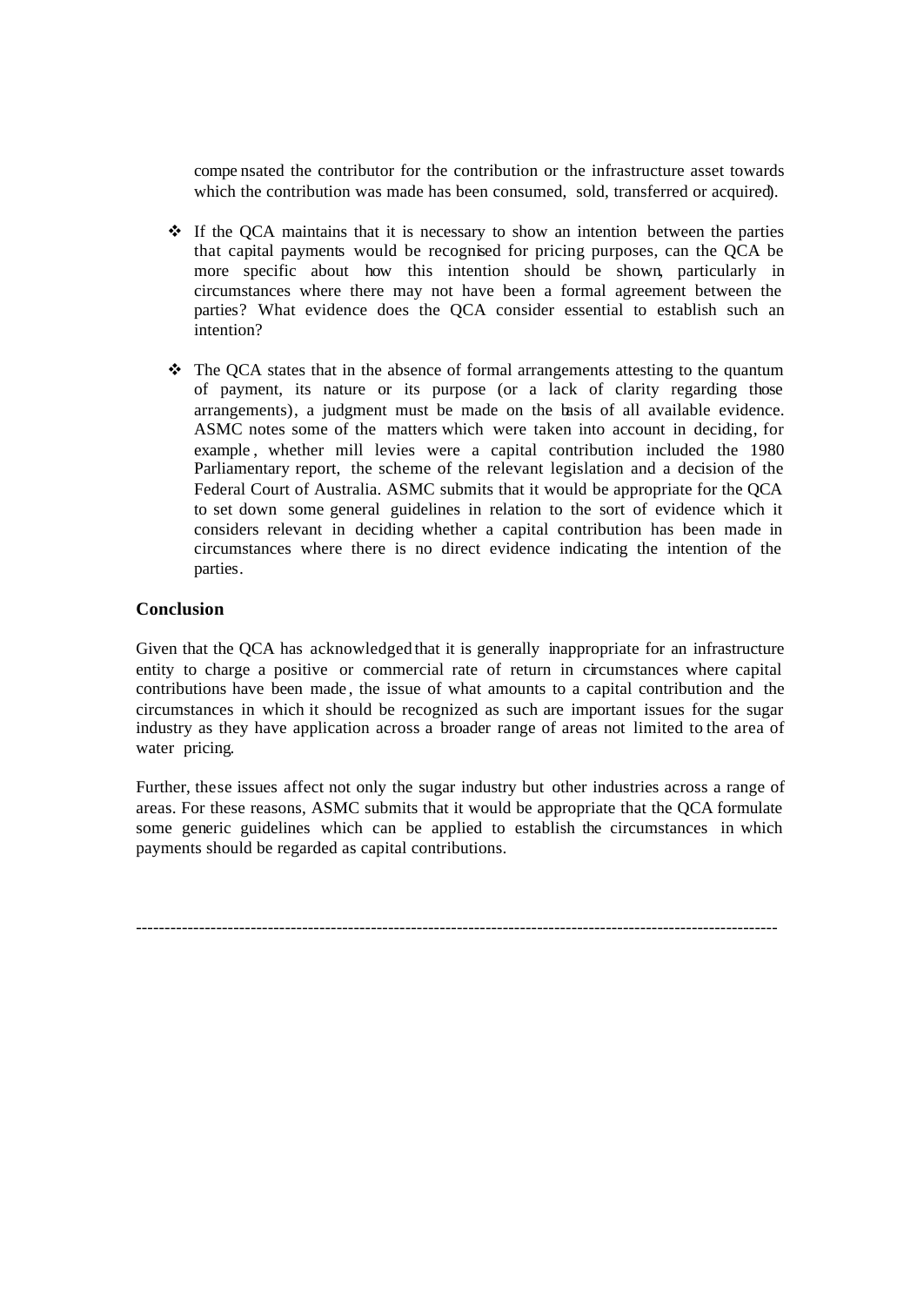compensated the contributor for the contribution or the infrastructure asset towards which the contribution was made has been consumed, sold, transferred or acquired).

- If the QCA maintains that it is necessary to show an intention between the parties that capital payments would be recognised for pricing purposes, can the QCA be more specific about how this intention should be shown, particularly in circumstances where there may not have been a formal agreement between the parties? What evidence does the QCA consider essential to establish such an intention?

- The QCA states that in the absence of formal arrangements attesting to the quantum of payment, its nature or its purpose (or a lack of clarity regarding those arrangements), a judgment must be made on the basis of all available evidence. ASMC notes some of the matters which were taken into account in deciding, for example, whether mill levies were a capital contribution included the 1980 Parliamentary report, the scheme of the relevant legislation and a decision of the Federal Court of Australia. ASMC submits that it would be appropriate for the QCA to set down some general guidelines in relation to the sort of evidence which it considers relevant in deciding whether a capital contribution has been made in circumstances where there is no direct evidence indicating the intention of the parties.

### Conclusion

Given that the QCA has acknowledged that it is generally inappropriate for an infrastructure entity to charge a positive or commercial rate of return in circumstances where capital contributions have been made, the issue of what amounts to a capital contribution and the circumstances in which it should be recognized as such are important issues for the sugar industry as they have application across a broader range of areas not limited to the area of water pricing.

Further, these issues affect not only the sugar industry but other industries across a range of areas. For these reasons, ASMC submits that it would be appropriate that the QCA formulate some generic guidelines which can be applied to establish the circumstances in which payments should be regarded as capital contributions.

---